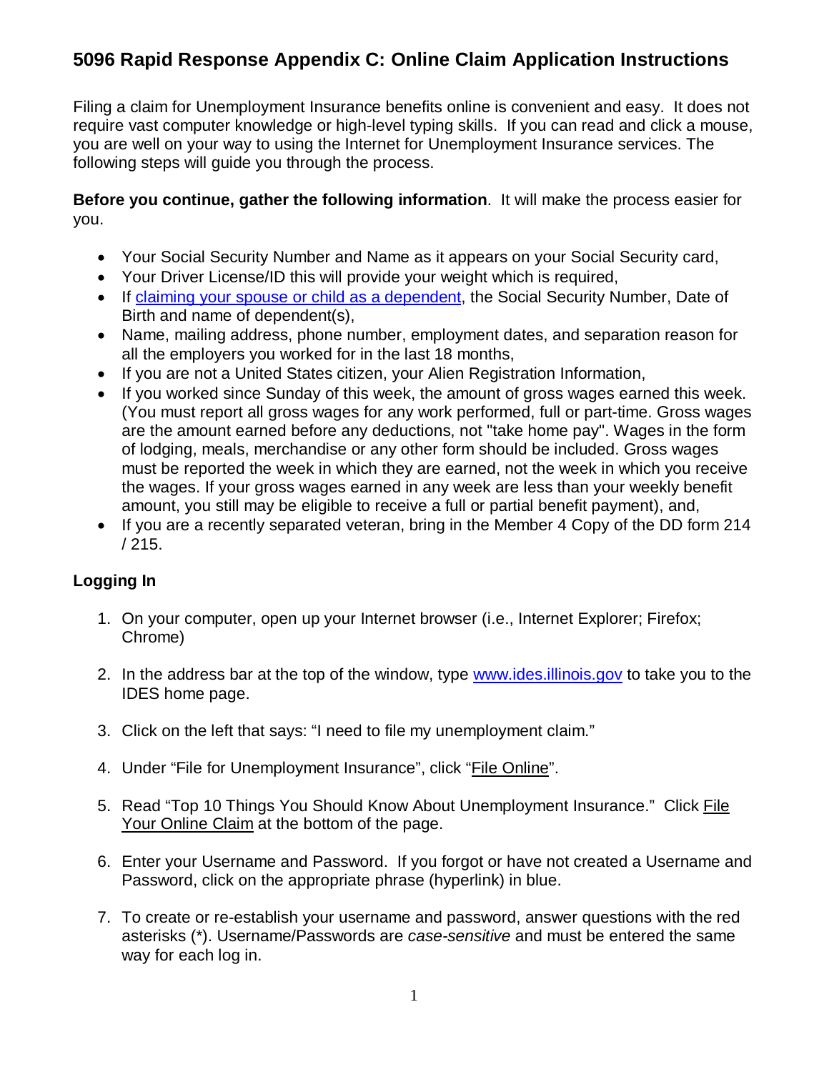# 5096 Rapid Response Appendix C: Online Claim Application Instructions

Filing a claim for Unemployment Insurance benefits online is convenient and easy. It does not require vast computer knowledge or high-level typing skills. If you can read and click a mouse, you are well on your way to using the Internet for Unemployment Insurance services. The following steps will guide you through the process.

**Before you continue, gather the following information**. It will make the process easier for you.

- Your Social Security Number and Name as it appears on your Social Security card,
- Your Driver License/ID this will provide your weight which is required,
- If claiming your spouse or child as a dependent, the Social Security Number, Date of Birth and name of dependent(s),
- Name, mailing address, phone number, employment dates, and separation reason for all the employers you worked for in the last 18 months,
- If you are not a United States citizen, your Alien Registration Information,
- If you worked since Sunday of this week, the amount of gross wages earned this week. (You must report all gross wages for any work performed, full or part-time. Gross wages are the amount earned before any deductions, not "take home pay". Wages in the form of lodging, meals, merchandise or any other form should be included. Gross wages must be reported the week in which they are earned, not the week in which you receive the wages. If your gross wages earned in any week are less than your weekly benefit amount, you still may be eligible to receive a full or partial benefit payment), and,
- If you are a recently separated veteran, bring in the Member 4 Copy of the DD form 214 / 215.

## Logging In

1. On your computer, open up your Internet browser (i.e., Internet Explorer; Firefox; Chrome)

2. In the address bar at the top of the window, type www.ides.illinois.gov to take you to the IDES home page.

3. Click on the left that says: "I need to file my unemployment claim."

4. Under "File for Unemployment Insurance", click "File Online".

5. Read "Top 10 Things You Should Know About Unemployment Insurance." Click File Your Online Claim at the bottom of the page.

6. Enter your Username and Password. If you forgot or have not created a Username and Password, click on the appropriate phrase (hyperlink) in blue.

7. To create or re-establish your username and password, answer questions with the red asterisks (*). Username/Passwords are *case-sensitive* and must be entered the same way for each log in.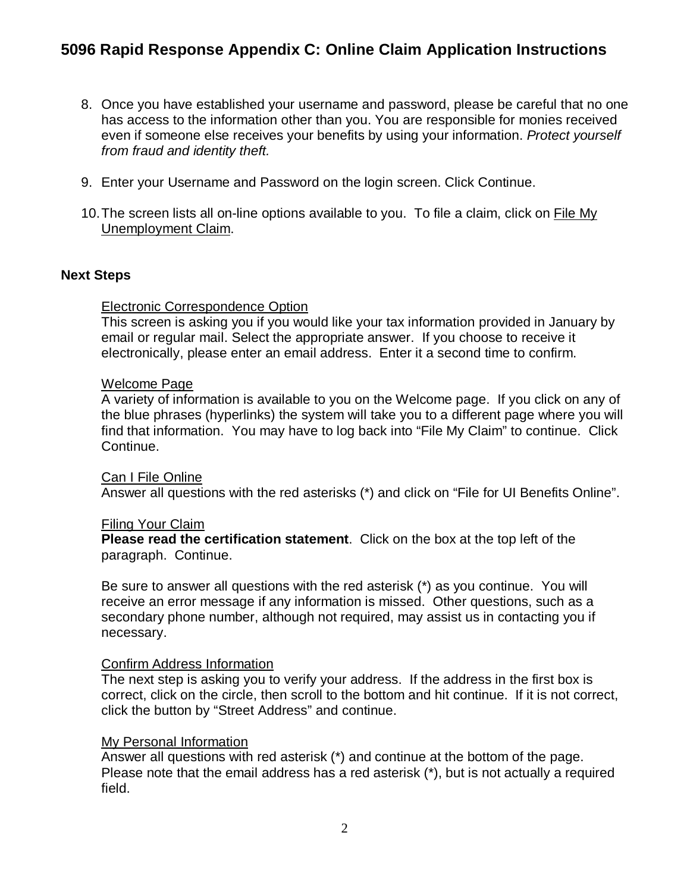# 5096 Rapid Response Appendix C: Online Claim Application Instructions

8. Once you have established your username and password, please be careful that no one has access to the information other than you. You are responsible for monies received even if someone else receives your benefits by using your information. *Protect yourself from fraud and identity theft.*

9. Enter your Username and Password on the login screen. Click Continue.

10. The screen lists all on-line options available to you. To file a claim, click on File My Unemployment Claim.

**Next Steps**

Electronic Correspondence Option

This screen is asking you if you would like your tax information provided in January by email or regular mail. Select the appropriate answer. If you choose to receive it electronically, please enter an email address. Enter it a second time to confirm.

Welcome Page

A variety of information is available to you on the Welcome page. If you click on any of the blue phrases (hyperlinks) the system will take you to a different page where you will find that information. You may have to log back into "File My Claim" to continue. Click Continue.

Can I File Online

Answer all questions with the red asterisks (*) and click on "File for UI Benefits Online".

Filing Your Claim

**Please read the certification statement**. Click on the box at the top left of the paragraph. Continue.

Be sure to answer all questions with the red asterisk (*) as you continue. You will receive an error message if any information is missed. Other questions, such as a secondary phone number, although not required, may assist us in contacting you if necessary.

Confirm Address Information

The next step is asking you to verify your address. If the address in the first box is correct, click on the circle, then scroll to the bottom and hit continue. If it is not correct, click the button by "Street Address" and continue.

My Personal Information

Answer all questions with red asterisk (*) and continue at the bottom of the page. Please note that the email address has a red asterisk (*), but is not actually a required field.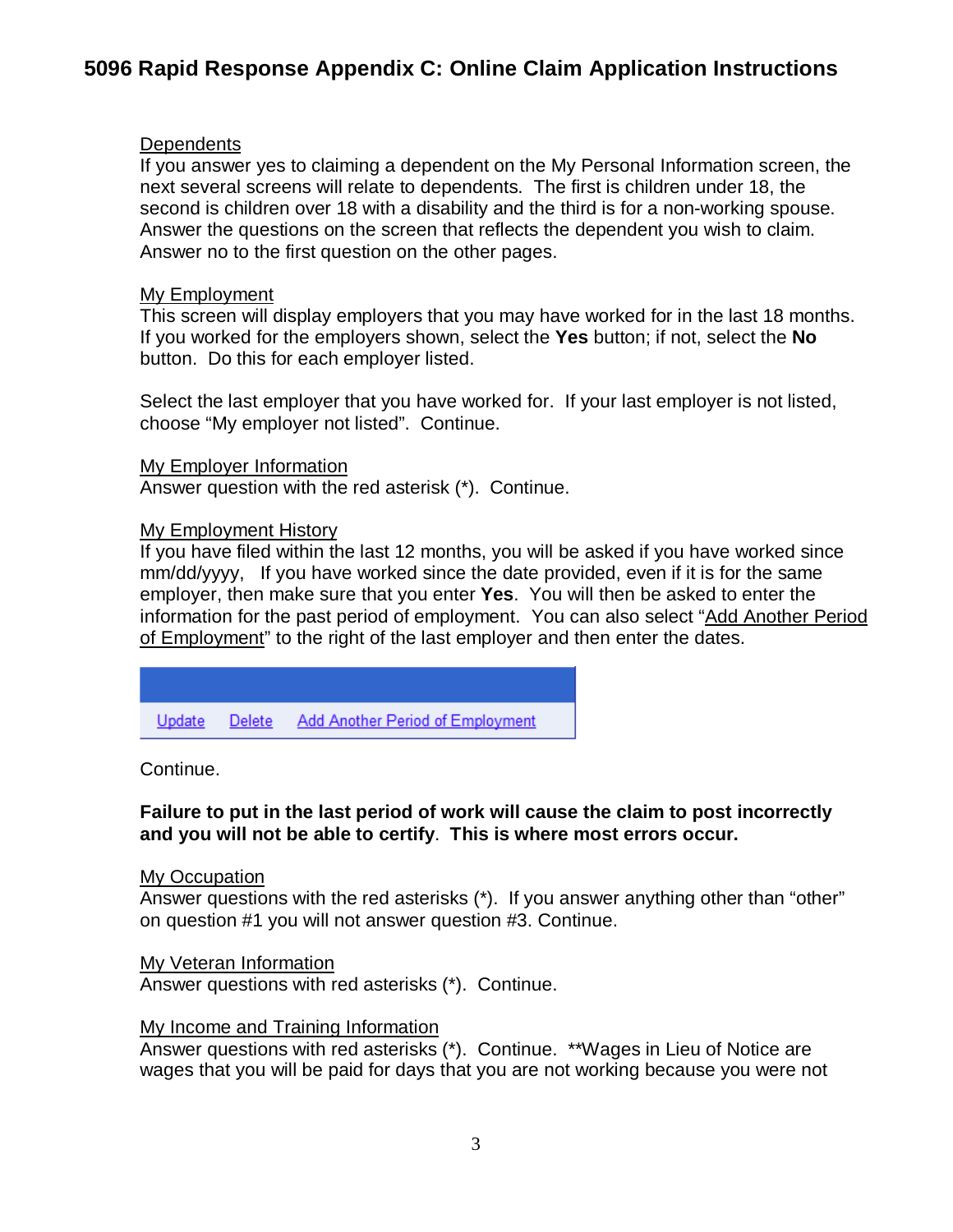## 5096 Rapid Response Appendix C: Online Claim Application Instructions

Dependents

If you answer yes to claiming a dependent on the My Personal Information screen, the next several screens will relate to dependents. The first is children under 18, the second is children over 18 with a disability and the third is for a non-working spouse. Answer the questions on the screen that reflects the dependent you wish to claim. Answer no to the first question on the other pages.

My Employment

This screen will display employers that you may have worked for in the last 18 months. If you worked for the employers shown, select the **Yes** button; if not, select the **No** button. Do this for each employer listed.

Select the last employer that you have worked for. If your last employer is not listed, choose "My employer not listed". Continue.

My Employer Information

Answer question with the red asterisk (*). Continue.

My Employment History

If you have filed within the last 12 months, you will be asked if you have worked since mm/dd/yyyy, If you have worked since the date provided, even if it is for the same employer, then make sure that you enter **Yes**. You will then be asked to enter the information for the past period of employment. You can also select "Add Another Period of Employment" to the right of the last employer and then enter the dates.

Update Delete Add Another Period of Employment

Continue.

**Failure to put in the last period of work will cause the claim to post incorrectly and you will not be able to certify**. **This is where most errors occur.**

My Occupation

Answer questions with the red asterisks (*). If you answer anything other than "other" on question #1 you will not answer question #3. Continue.

My Veteran Information

Answer questions with red asterisks (*). Continue.

My Income and Training Information

Answer questions with red asterisks (*). Continue. **Wages in Lieu of Notice are wages that you will be paid for days that you are not working because you were not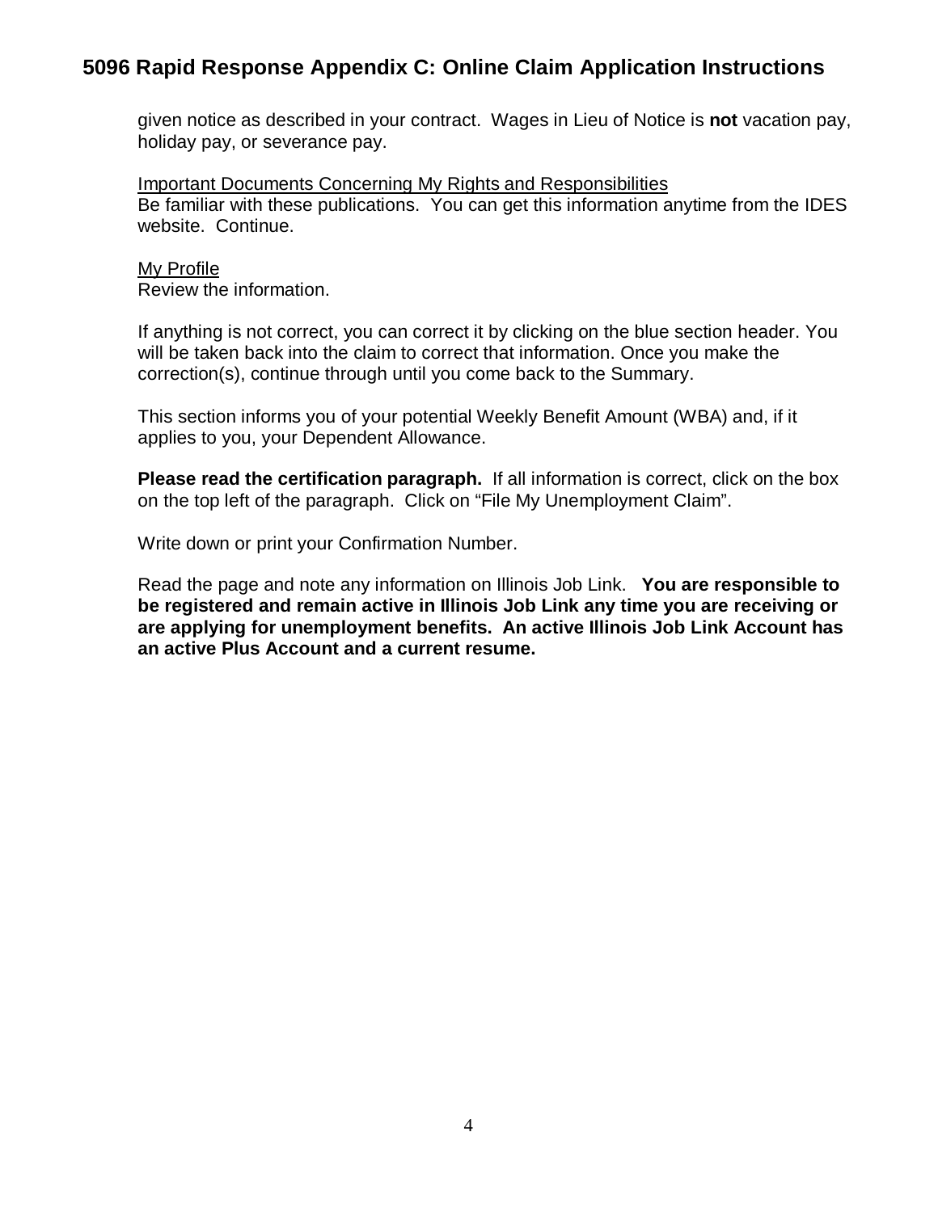given notice as described in your contract. Wages in Lieu of Notice is **not** vacation pay, holiday pay, or severance pay.

Important Documents Concerning My Rights and Responsibilities
Be familiar with these publications. You can get this information anytime from the IDES website. Continue.

My Profile
Review the information.

If anything is not correct, you can correct it by clicking on the blue section header. You will be taken back into the claim to correct that information. Once you make the correction(s), continue through until you come back to the Summary.

This section informs you of your potential Weekly Benefit Amount (WBA) and, if it applies to you, your Dependent Allowance.

**Please read the certification paragraph.** If all information is correct, click on the box on the top left of the paragraph. Click on "File My Unemployment Claim".

Write down or print your Confirmation Number.

Read the page and note any information on Illinois Job Link. **You are responsible to be registered and remain active in Illinois Job Link any time you are receiving or are applying for unemployment benefits. An active Illinois Job Link Account has an active Plus Account and a current resume.**